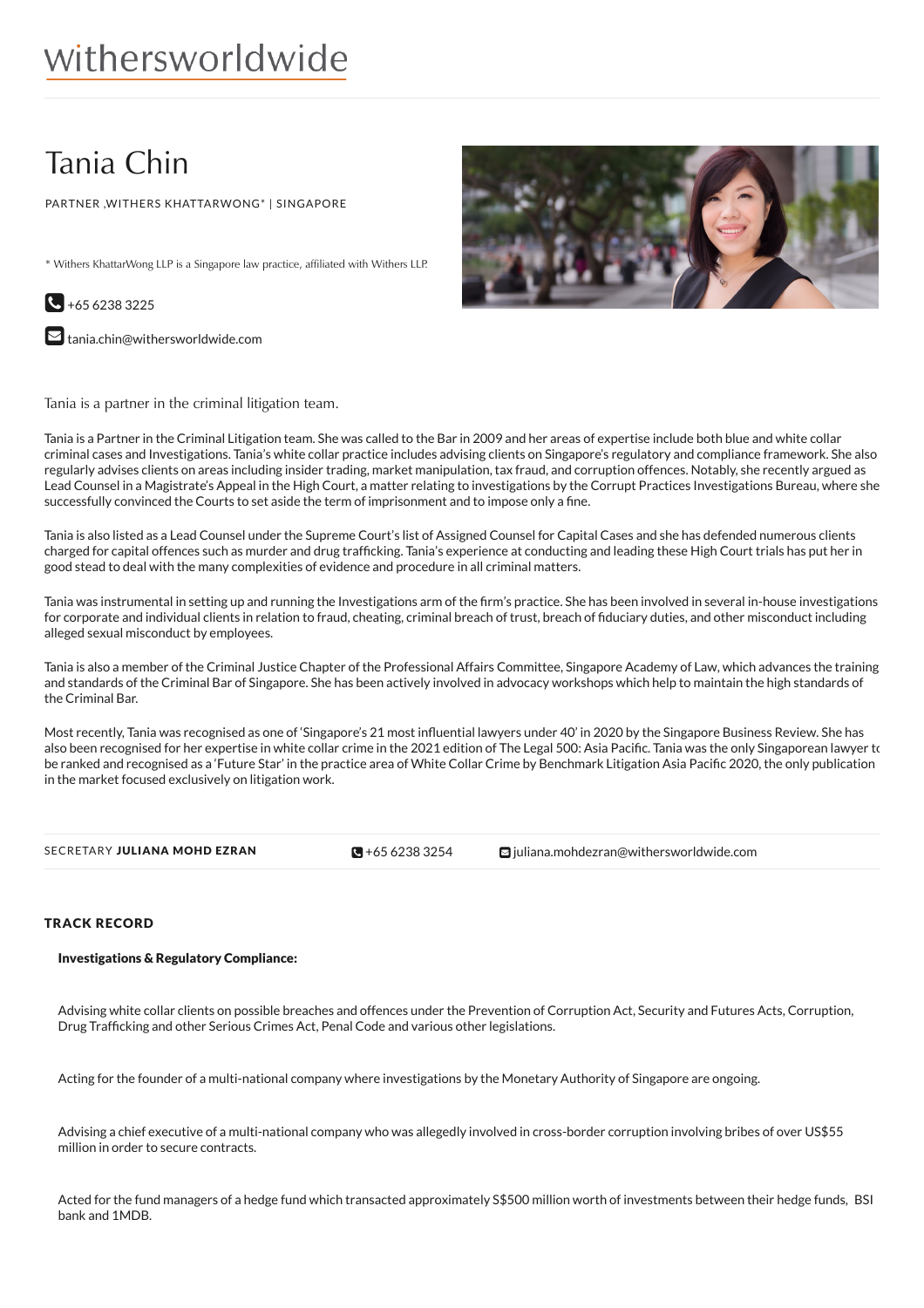withersworldwide

# Tania Chin

PARTNER ,WITHERS KHATTARWONG* | SINGAPORE

* Withers KhattarWong LLP is a Singapore law practice, affiliated with Withers LLP.

+65 6238 3225

tania.chin@withersworldwide.com

Tania is a partner in the criminal litigation team.

Tania is a Partner in the Criminal Litigation team. She was called to the Bar in 2009 and her areas of expertise include both blue and white collar criminal cases and Investigations. Tania's white collar practice includes advising clients on Singapore's regulatory and compliance framework. She also regularly advises clients on areas including insider trading, market manipulation, tax fraud, and corruption offences. Notably, she recently argued as Lead Counsel in a Magistrate's Appeal in the High Court, a matter relating to investigations by the Corrupt Practices Investigations Bureau, where she successfully convinced the Courts to set aside the term of imprisonment and to impose only a fine.

Tania is also listed as a Lead Counsel under the Supreme Court's list of Assigned Counsel for Capital Cases and she has defended numerous clients charged for capital offences such as murder and drug trafficking. Tania's experience at conducting and leading these High Court trials has put her in good stead to deal with the many complexities of evidence and procedure in all criminal matters.

Tania was instrumental in setting up and running the Investigations arm of the firm's practice. She has been involved in several in-house investigations for corporate and individual clients in relation to fraud, cheating, criminal breach of trust, breach of fiduciary duties, and other misconduct including alleged sexual misconduct by employees.

Tania is also a member of the Criminal Justice Chapter of the Professional Affairs Committee, Singapore Academy of Law, which advances the training and standards of the Criminal Bar of Singapore. She has been actively involved in advocacy workshops which help to maintain the high standards of the Criminal Bar.

Most recently, Tania was recognised as one of 'Singapore's 21 most influential lawyers under 40' in 2020 by the Singapore Business Review. She has also been recognised for her expertise in white collar crime in the 2021 edition of The Legal 500: Asia Pacific. Tania was the only Singaporean lawyer to be ranked and recognised as a 'Future Star' in the practice area of White Collar Crime by Benchmark Litigation Asia Pacific 2020, the only publication in the market focused exclusively on litigation work.

SECRETARY **JULIANA MOHD EZRAN** +65 6238 3254 juliana.mohdezran@withersworldwide.com

## TRACK RECORD

**Investigations & Regulatory Compliance:**

Advising white collar clients on possible breaches and offences under the Prevention of Corruption Act, Security and Futures Acts, Corruption, Drug Trafficking and other Serious Crimes Act, Penal Code and various other legislations.

Acting for the founder of a multi-national company where investigations by the Monetary Authority of Singapore are ongoing.

Advising a chief executive of a multi-national company who was allegedly involved in cross-border corruption involving bribes of over US$55 million in order to secure contracts.

Acted for the fund managers of a hedge fund which transacted approximately S$500 million worth of investments between their hedge funds, BSI bank and 1MDB.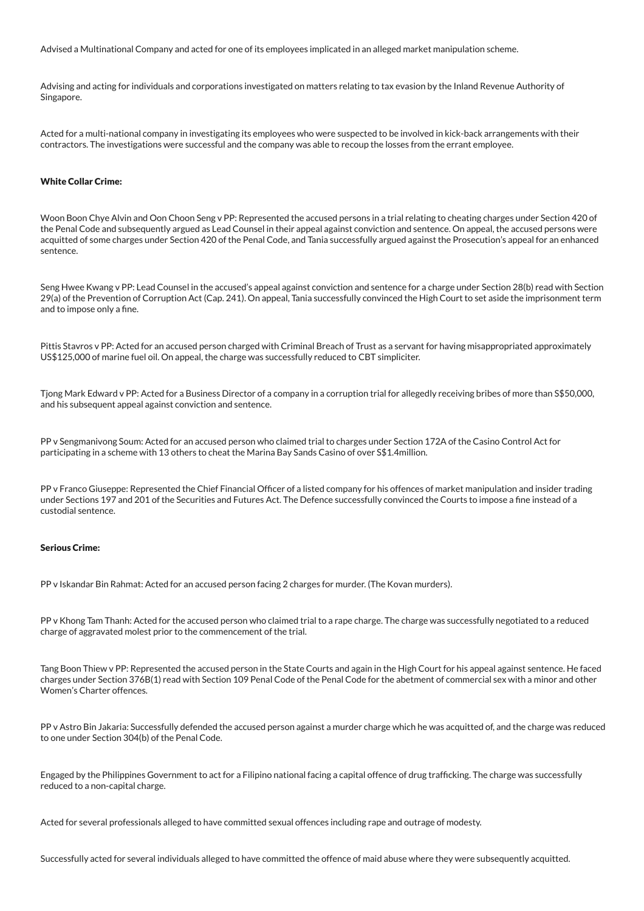Advised a Multinational Company and acted for one of its employees implicated in an alleged market manipulation scheme.

Advising and acting for individuals and corporations investigated on matters relating to tax evasion by the Inland Revenue Authority of Singapore.

Acted for a multi-national company in investigating its employees who were suspected to be involved in kick-back arrangements with their contractors. The investigations were successful and the company was able to recoup the losses from the errant employee.

**White Collar Crime:**

Woon Boon Chye Alvin and Oon Choon Seng v PP: Represented the accused persons in a trial relating to cheating charges under Section 420 of the Penal Code and subsequently argued as Lead Counsel in their appeal against conviction and sentence. On appeal, the accused persons were acquitted of some charges under Section 420 of the Penal Code, and Tania successfully argued against the Prosecution's appeal for an enhanced sentence.

Seng Hwee Kwang v PP: Lead Counsel in the accused's appeal against conviction and sentence for a charge under Section 28(b) read with Section 29(a) of the Prevention of Corruption Act (Cap. 241). On appeal, Tania successfully convinced the High Court to set aside the imprisonment term and to impose only a fine.

Pittis Stavros v PP: Acted for an accused person charged with Criminal Breach of Trust as a servant for having misappropriated approximately US$125,000 of marine fuel oil. On appeal, the charge was successfully reduced to CBT simpliciter.

Tjong Mark Edward v PP: Acted for a Business Director of a company in a corruption trial for allegedly receiving bribes of more than S$50,000, and his subsequent appeal against conviction and sentence.

PP v Sengmanivong Soum: Acted for an accused person who claimed trial to charges under Section 172A of the Casino Control Act for participating in a scheme with 13 others to cheat the Marina Bay Sands Casino of over S$1.4million.

PP v Franco Giuseppe: Represented the Chief Financial Officer of a listed company for his offences of market manipulation and insider trading under Sections 197 and 201 of the Securities and Futures Act. The Defence successfully convinced the Courts to impose a fine instead of a custodial sentence.

**Serious Crime:**

PP v Iskandar Bin Rahmat: Acted for an accused person facing 2 charges for murder. (The Kovan murders).

PP v Khong Tam Thanh: Acted for the accused person who claimed trial to a rape charge. The charge was successfully negotiated to a reduced charge of aggravated molest prior to the commencement of the trial.

Tang Boon Thiew v PP: Represented the accused person in the State Courts and again in the High Court for his appeal against sentence. He faced charges under Section 376B(1) read with Section 109 Penal Code of the Penal Code for the abetment of commercial sex with a minor and other Women's Charter offences.

PP v Astro Bin Jakaria: Successfully defended the accused person against a murder charge which he was acquitted of, and the charge was reduced to one under Section 304(b) of the Penal Code.

Engaged by the Philippines Government to act for a Filipino national facing a capital offence of drug trafficking. The charge was successfully reduced to a non-capital charge.

Acted for several professionals alleged to have committed sexual offences including rape and outrage of modesty.

Successfully acted for several individuals alleged to have committed the offence of maid abuse where they were subsequently acquitted.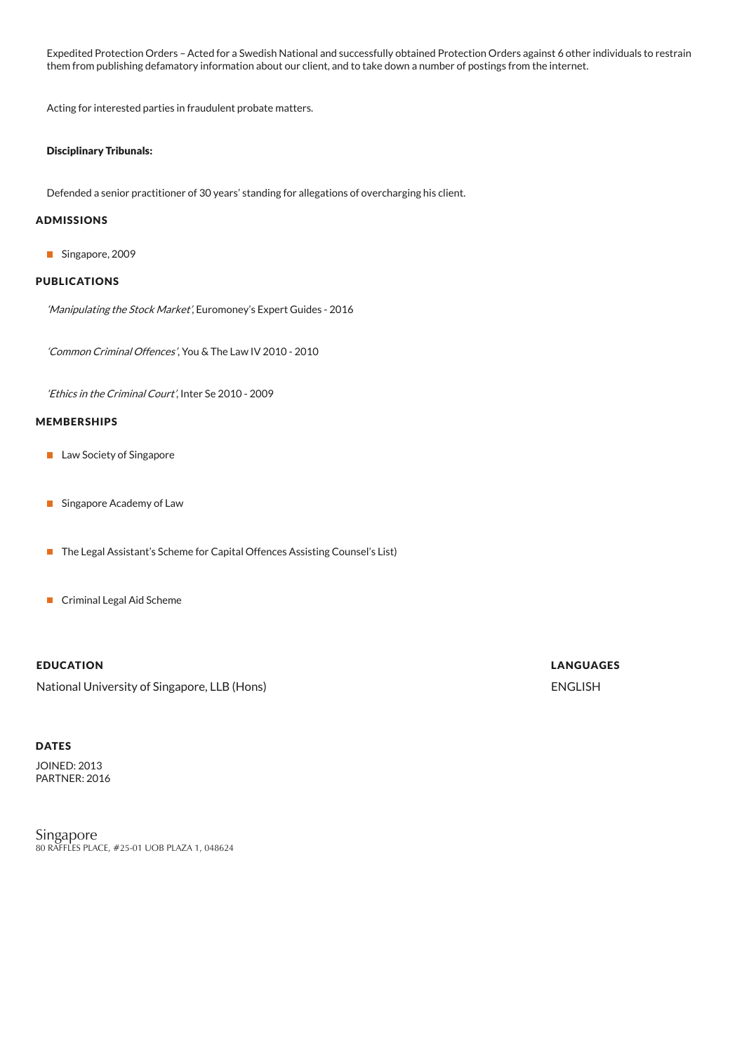Expedited Protection Orders – Acted for a Swedish National and successfully obtained Protection Orders against 6 other individuals to restrain them from publishing defamatory information about our client, and to take down a number of postings from the internet.

Acting for interested parties in fraudulent probate matters.

**Disciplinary Tribunals:**

Defended a senior practitioner of 30 years' standing for allegations of overcharging his client.

## ADMISSIONS

- Singapore, 2009

## PUBLICATIONS

*'Manipulating the Stock Market'*, Euromoney's Expert Guides - 2016

*'Common Criminal Offences'*, You & The Law IV 2010 - 2010

*'Ethics in the Criminal Court'*, Inter Se 2010 - 2009

## MEMBERSHIPS

- Law Society of Singapore
- Singapore Academy of Law
- The Legal Assistant's Scheme for Capital Offences Assisting Counsel's List)
- Criminal Legal Aid Scheme

## EDUCATION

National University of Singapore, LLB (Hons)

## LANGUAGES

ENGLISH

## DATES

JOINED: 2013
PARTNER: 2016

Singapore
80 RAFFLES PLACE, #25-01 UOB PLAZA 1, 048624